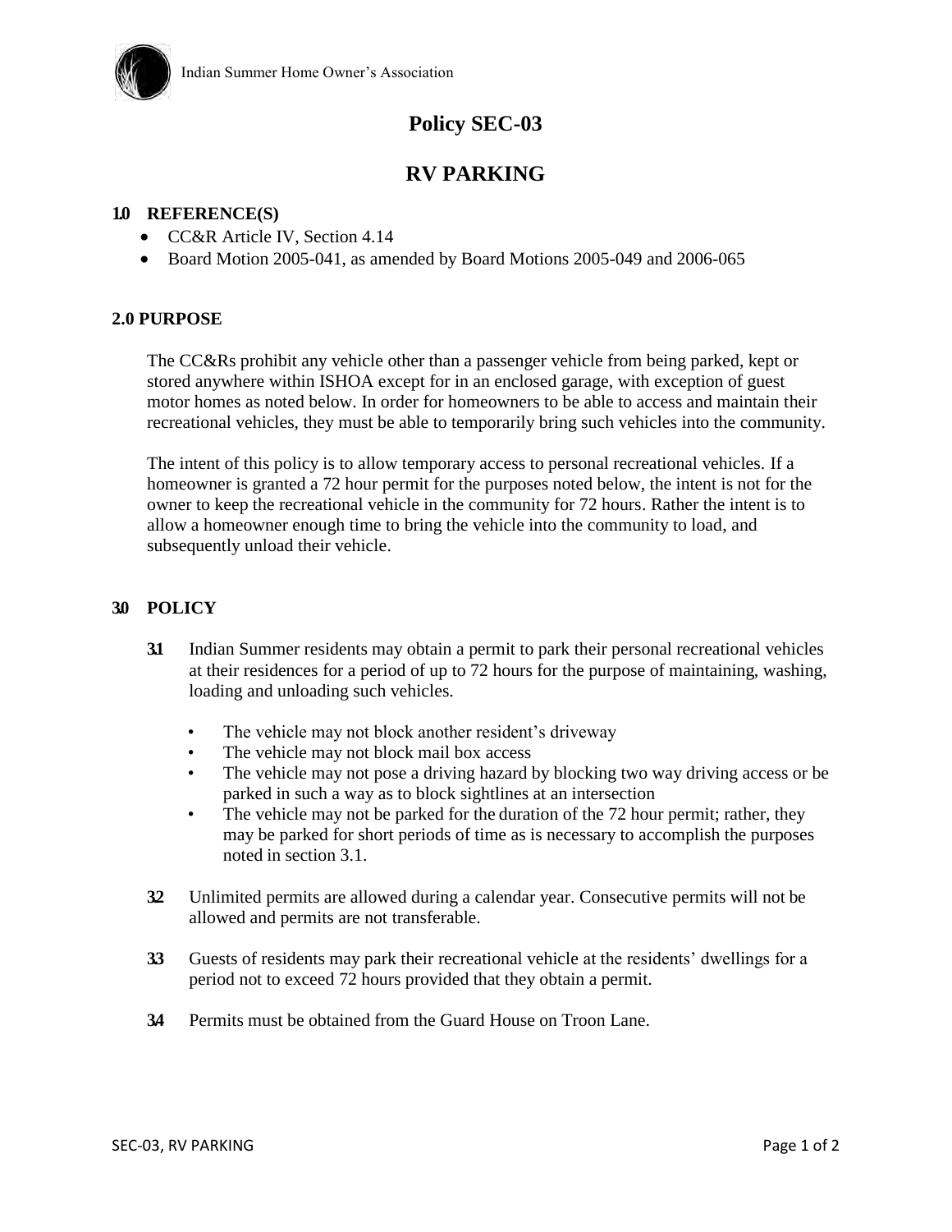Indian Summer Home Owner's Association

# Policy SEC-03

# RV PARKING

## 1.0 REFERENCE(S)

- CC&R Article IV, Section 4.14
- Board Motion 2005-041, as amended by Board Motions 2005-049 and 2006-065

## 2.0 PURPOSE

The CC&Rs prohibit any vehicle other than a passenger vehicle from being parked, kept or stored anywhere within ISHOA except for in an enclosed garage, with exception of guest motor homes as noted below. In order for homeowners to be able to access and maintain their recreational vehicles, they must be able to temporarily bring such vehicles into the community.

The intent of this policy is to allow temporary access to personal recreational vehicles. If a homeowner is granted a 72 hour permit for the purposes noted below, the intent is not for the owner to keep the recreational vehicle in the community for 72 hours. Rather the intent is to allow a homeowner enough time to bring the vehicle into the community to load, and subsequently unload their vehicle.

## 3.0 POLICY

**3.1** Indian Summer residents may obtain a permit to park their personal recreational vehicles at their residences for a period of up to 72 hours for the purpose of maintaining, washing, loading and unloading such vehicles.

- The vehicle may not block another resident's driveway
- The vehicle may not block mail box access
- The vehicle may not pose a driving hazard by blocking two way driving access or be parked in such a way as to block sightlines at an intersection
- The vehicle may not be parked for the duration of the 72 hour permit; rather, they may be parked for short periods of time as is necessary to accomplish the purposes noted in section 3.1.

**3.2** Unlimited permits are allowed during a calendar year. Consecutive permits will not be allowed and permits are not transferable.

**3.3** Guests of residents may park their recreational vehicle at the residents' dwellings for a period not to exceed 72 hours provided that they obtain a permit.

**3.4** Permits must be obtained from the Guard House on Troon Lane.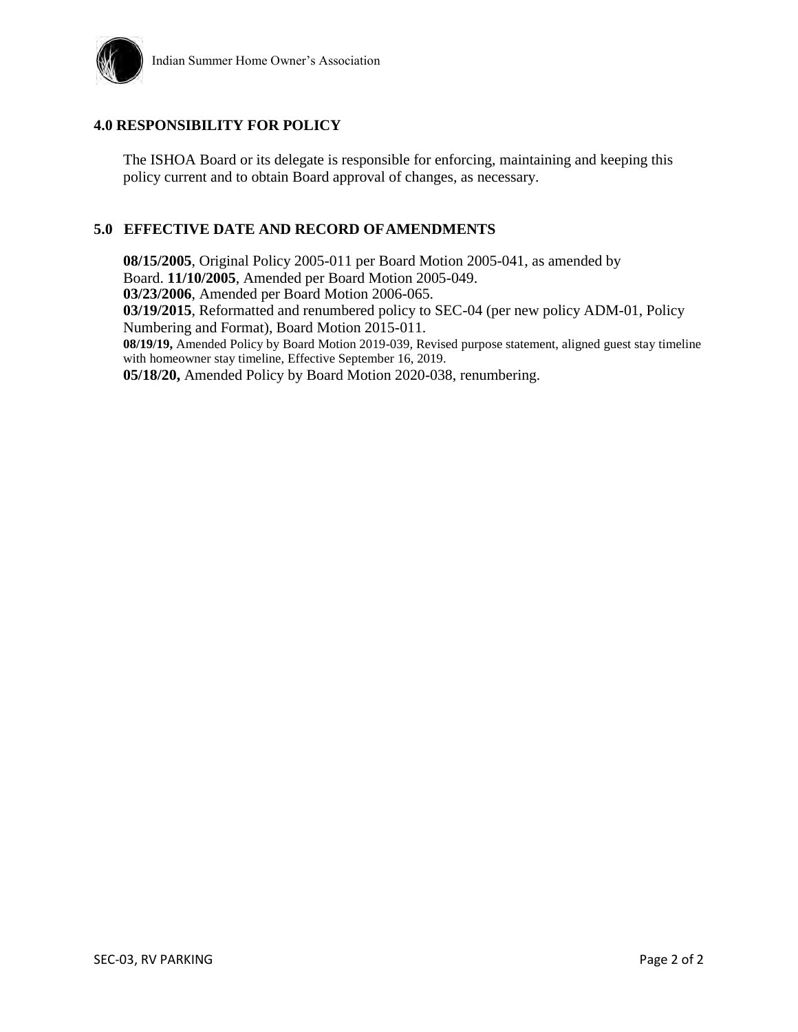## 4.0 RESPONSIBILITY FOR POLICY

The ISHOA Board or its delegate is responsible for enforcing, maintaining and keeping this policy current and to obtain Board approval of changes, as necessary.

## 5.0 EFFECTIVE DATE AND RECORD OF AMENDMENTS

**08/15/2005**, Original Policy 2005-011 per Board Motion 2005-041, as amended by Board. **11/10/2005**, Amended per Board Motion 2005-049.
**03/23/2006**, Amended per Board Motion 2006-065.
**03/19/2015**, Reformatted and renumbered policy to SEC-04 (per new policy ADM-01, Policy Numbering and Format), Board Motion 2015-011.
**08/19/19,** Amended Policy by Board Motion 2019-039, Revised purpose statement, aligned guest stay timeline with homeowner stay timeline, Effective September 16, 2019.
**05/18/20,** Amended Policy by Board Motion 2020-038, renumbering.